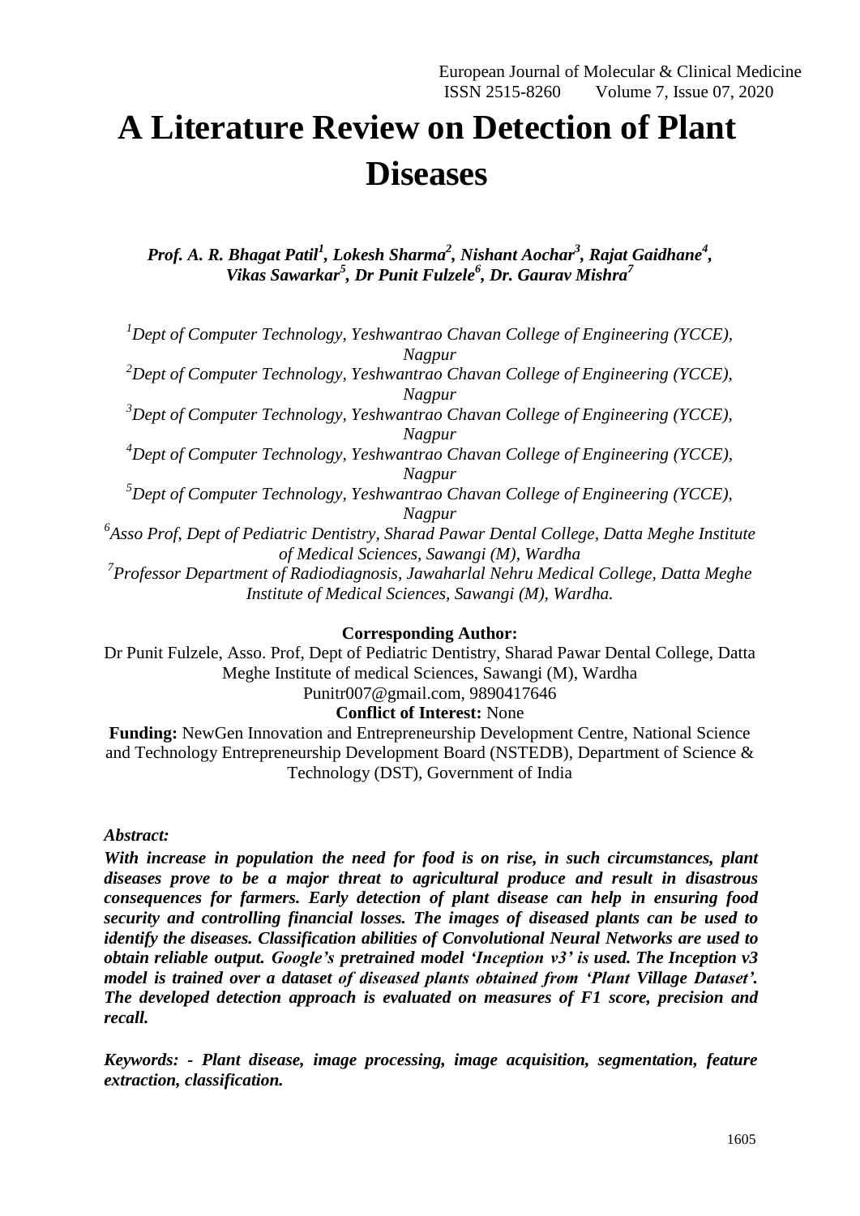# A Literature Review on Detection of Plant Diseases

***Prof. A. R. Bhagat Patil[1], Lokesh Sharma[2], Nishant Aochar[3], Rajat Gaidhane[4], Vikas Sawarkar[5], Dr Punit Fulzele[6], Dr. Gaurav Mishra[7]***

*[1]Dept of Computer Technology, Yeshwantrao Chavan College of Engineering (YCCE), Nagpur*
*[2]Dept of Computer Technology, Yeshwantrao Chavan College of Engineering (YCCE), Nagpur*
*[3]Dept of Computer Technology, Yeshwantrao Chavan College of Engineering (YCCE), Nagpur*
*[4]Dept of Computer Technology, Yeshwantrao Chavan College of Engineering (YCCE), Nagpur*
*[5]Dept of Computer Technology, Yeshwantrao Chavan College of Engineering (YCCE), Nagpur*
*[6]Asso Prof, Dept of Pediatric Dentistry, Sharad Pawar Dental College, Datta Meghe Institute of Medical Sciences, Sawangi (M), Wardha*
*[7]Professor Department of Radiodiagnosis, Jawaharlal Nehru Medical College, Datta Meghe Institute of Medical Sciences, Sawangi (M), Wardha.*

**Corresponding Author:**
Dr Punit Fulzele, Asso. Prof, Dept of Pediatric Dentistry, Sharad Pawar Dental College, Datta Meghe Institute of medical Sciences, Sawangi (M), Wardha
Punitr007@gmail.com, 9890417646
**Conflict of Interest:** None
**Funding:** NewGen Innovation and Entrepreneurship Development Centre, National Science and Technology Entrepreneurship Development Board (NSTEDB), Department of Science & Technology (DST), Government of India

***Abstract:***

***With increase in population the need for food is on rise, in such circumstances, plant diseases prove to be a major threat to agricultural produce and result in disastrous consequences for farmers. Early detection of plant disease can help in ensuring food security and controlling financial losses. The images of diseased plants can be used to identify the diseases. Classification abilities of Convolutional Neural Networks are used to obtain reliable output. Google's pretrained model 'Inception v3' is used. The Inception v3 model is trained over a dataset of diseased plants obtained from 'Plant Village Dataset'. The developed detection approach is evaluated on measures of F1 score, precision and recall.***

***Keywords: - Plant disease, image processing, image acquisition, segmentation, feature extraction, classification.***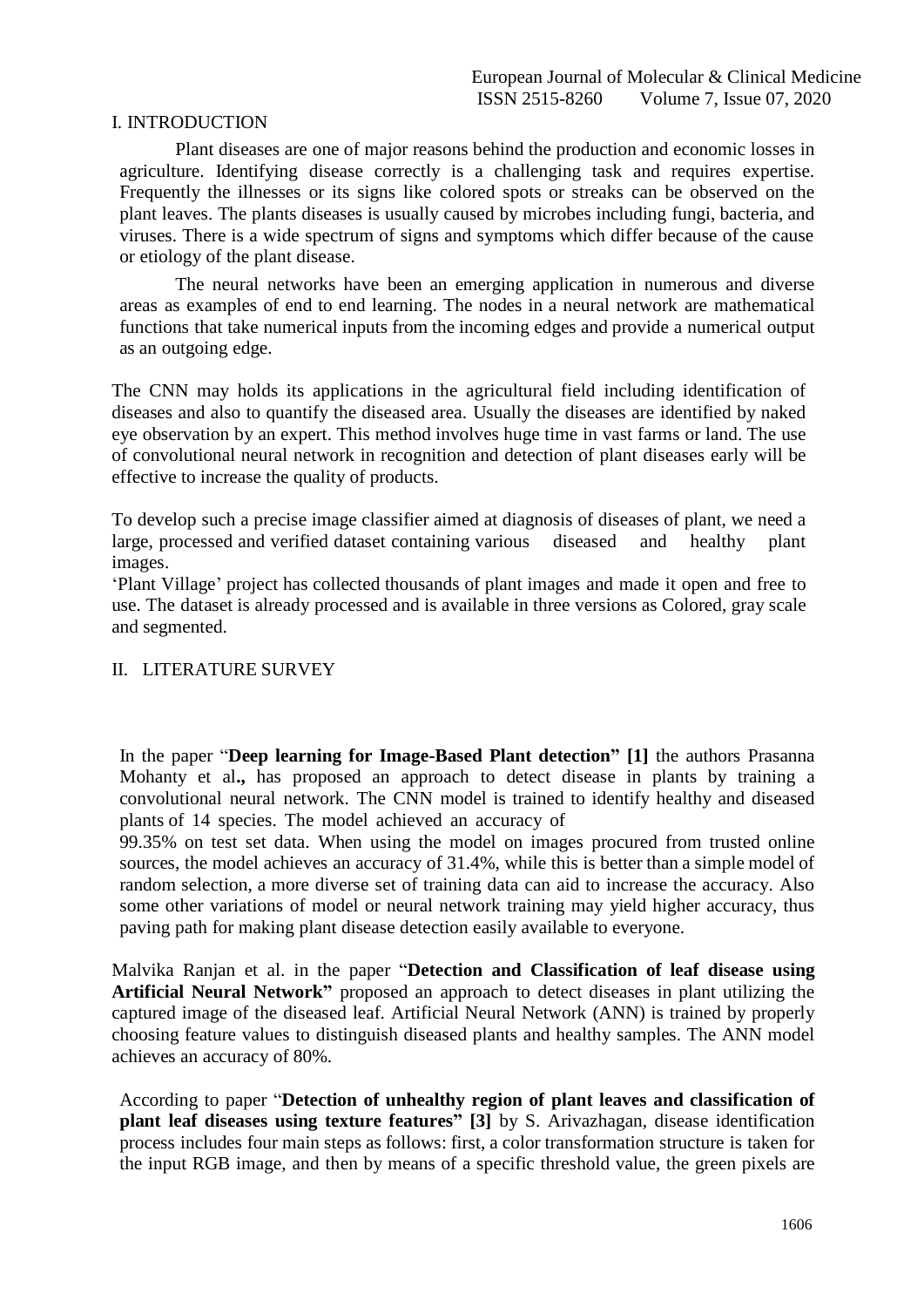## I. INTRODUCTION

Plant diseases are one of major reasons behind the production and economic losses in agriculture. Identifying disease correctly is a challenging task and requires expertise. Frequently the illnesses or its signs like colored spots or streaks can be observed on the plant leaves. The plants diseases is usually caused by microbes including fungi, bacteria, and viruses. There is a wide spectrum of signs and symptoms which differ because of the cause or etiology of the plant disease.

The neural networks have been an emerging application in numerous and diverse areas as examples of end to end learning. The nodes in a neural network are mathematical functions that take numerical inputs from the incoming edges and provide a numerical output as an outgoing edge.

The CNN may holds its applications in the agricultural field including identification of diseases and also to quantify the diseased area. Usually the diseases are identified by naked eye observation by an expert. This method involves huge time in vast farms or land. The use of convolutional neural network in recognition and detection of plant diseases early will be effective to increase the quality of products.

To develop such a precise image classifier aimed at diagnosis of diseases of plant, we need a large, processed and verified dataset containing various diseased and healthy plant images.

'Plant Village' project has collected thousands of plant images and made it open and free to use. The dataset is already processed and is available in three versions as Colored, gray scale and segmented.

## II. LITERATURE SURVEY

In the paper "**Deep learning for Image-Based Plant detection" [1]** the authors Prasanna Mohanty et al**.,** has proposed an approach to detect disease in plants by training a convolutional neural network. The CNN model is trained to identify healthy and diseased plants of 14 species. The model achieved an accuracy of 99.35% on test set data. When using the model on images procured from trusted online sources, the model achieves an accuracy of 31.4%, while this is better than a simple model of random selection, a more diverse set of training data can aid to increase the accuracy. Also some other variations of model or neural network training may yield higher accuracy, thus paving path for making plant disease detection easily available to everyone.

Malvika Ranjan et al. in the paper "**Detection and Classification of leaf disease using Artificial Neural Network"** proposed an approach to detect diseases in plant utilizing the captured image of the diseased leaf. Artificial Neural Network (ANN) is trained by properly choosing feature values to distinguish diseased plants and healthy samples. The ANN model achieves an accuracy of 80%.

According to paper "**Detection of unhealthy region of plant leaves and classification of plant leaf diseases using texture features" [3]** by S. Arivazhagan, disease identification process includes four main steps as follows: first, a color transformation structure is taken for the input RGB image, and then by means of a specific threshold value, the green pixels are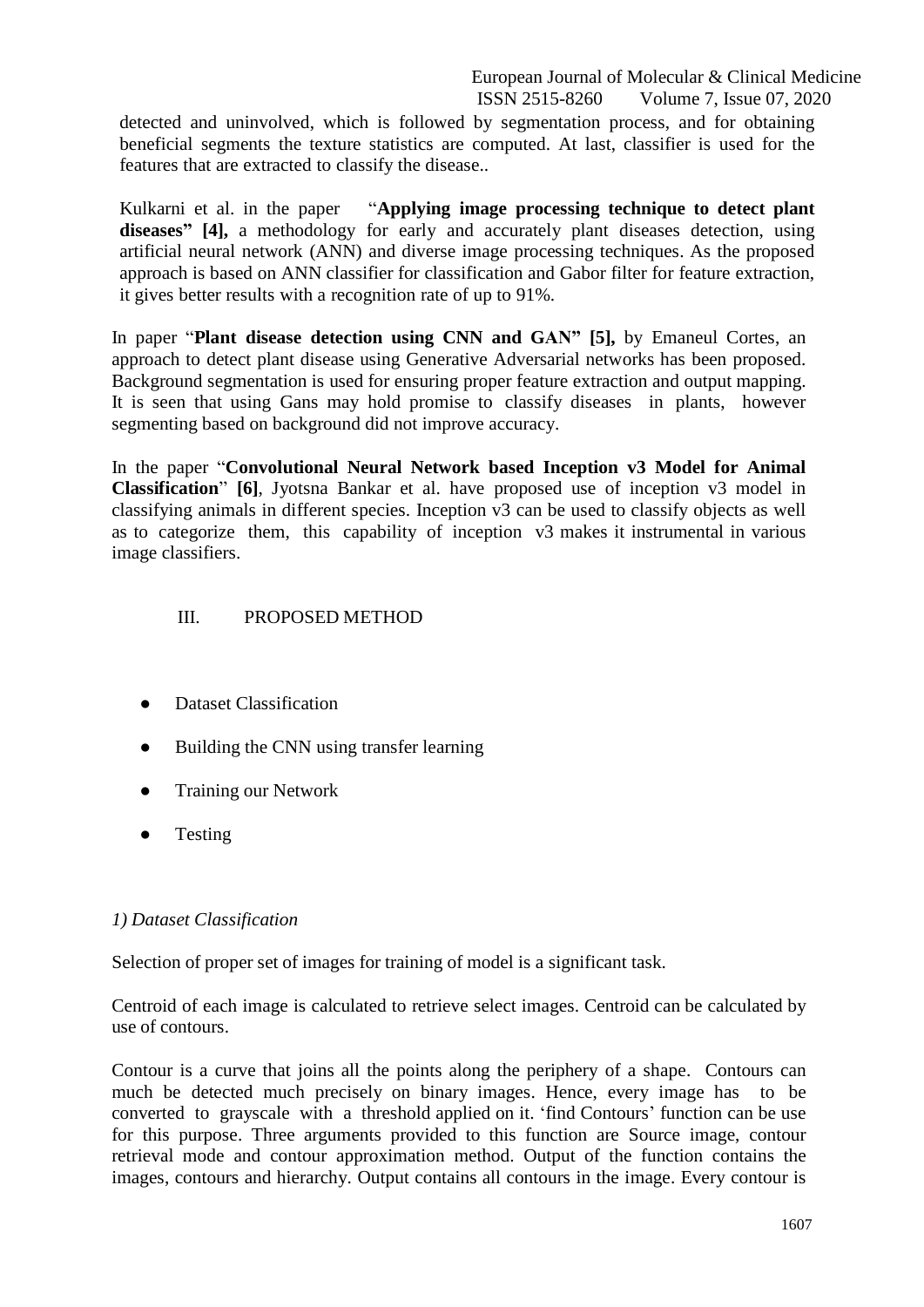detected and uninvolved, which is followed by segmentation process, and for obtaining beneficial segments the texture statistics are computed. At last, classifier is used for the features that are extracted to classify the disease..

Kulkarni et al. in the paper "**Applying image processing technique to detect plant diseases" [4],** a methodology for early and accurately plant diseases detection, using artificial neural network (ANN) and diverse image processing techniques. As the proposed approach is based on ANN classifier for classification and Gabor filter for feature extraction, it gives better results with a recognition rate of up to 91%.

In paper "**Plant disease detection using CNN and GAN" [5],** by Emaneul Cortes, an approach to detect plant disease using Generative Adversarial networks has been proposed. Background segmentation is used for ensuring proper feature extraction and output mapping. It is seen that using Gans may hold promise to classify diseases in plants, however segmenting based on background did not improve accuracy.

In the paper "**Convolutional Neural Network based Inception v3 Model for Animal Classification**" **[6]**, Jyotsna Bankar et al. have proposed use of inception v3 model in classifying animals in different species. Inception v3 can be used to classify objects as well as to categorize them, this capability of inception v3 makes it instrumental in various image classifiers.

## III. PROPOSED METHOD

- Dataset Classification
- Building the CNN using transfer learning
- Training our Network
- Testing

### *1) Dataset Classification*

Selection of proper set of images for training of model is a significant task.

Centroid of each image is calculated to retrieve select images. Centroid can be calculated by use of contours.

Contour is a curve that joins all the points along the periphery of a shape. Contours can much be detected much precisely on binary images. Hence, every image has to be converted to grayscale with a threshold applied on it. 'find Contours' function can be use for this purpose. Three arguments provided to this function are Source image, contour retrieval mode and contour approximation method. Output of the function contains the images, contours and hierarchy. Output contains all contours in the image. Every contour is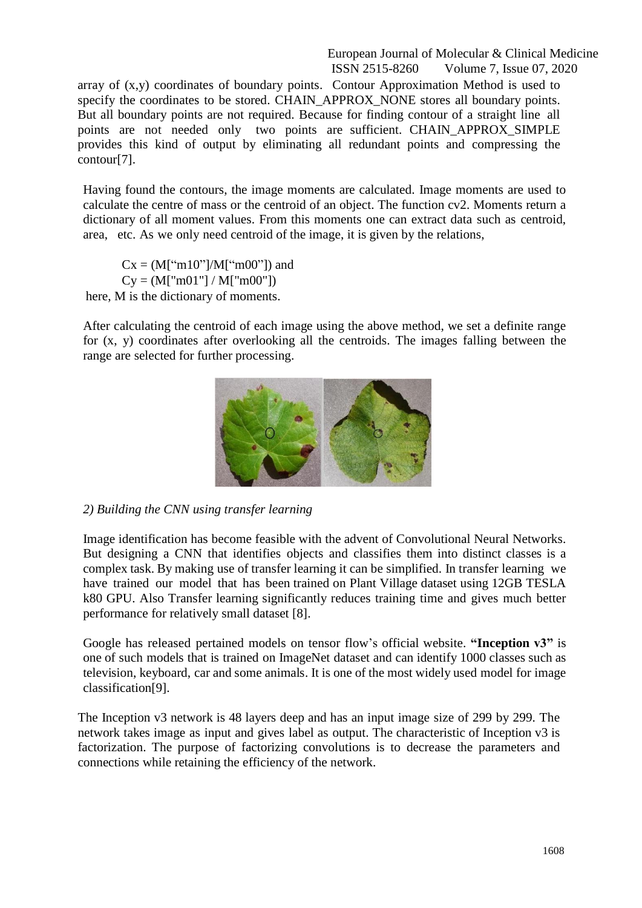array of (x,y) coordinates of boundary points. Contour Approximation Method is used to specify the coordinates to be stored. CHAIN_APPROX_NONE stores all boundary points. But all boundary points are not required. Because for finding contour of a straight line all points are not needed only two points are sufficient. CHAIN_APPROX_SIMPLE provides this kind of output by eliminating all redundant points and compressing the contour[7].

Having found the contours, the image moments are calculated. Image moments are used to calculate the centre of mass or the centroid of an object. The function cv2. Moments return a dictionary of all moment values. From this moments one can extract data such as centroid, area, etc. As we only need centroid of the image, it is given by the relations,

Cx = (M["m10"]/M["m00"]) and
Cy = (M["m01"] / M["m00"])
here, M is the dictionary of moments.

After calculating the centroid of each image using the above method, we set a definite range for (x, y) coordinates after overlooking all the centroids. The images falling between the range are selected for further processing.

*2) Building the CNN using transfer learning*

Image identification has become feasible with the advent of Convolutional Neural Networks. But designing a CNN that identifies objects and classifies them into distinct classes is a complex task. By making use of transfer learning it can be simplified. In transfer learning we have trained our model that has been trained on Plant Village dataset using 12GB TESLA k80 GPU. Also Transfer learning significantly reduces training time and gives much better performance for relatively small dataset [8].

Google has released pertained models on tensor flow's official website. **"Inception v3"** is one of such models that is trained on ImageNet dataset and can identify 1000 classes such as television, keyboard, car and some animals. It is one of the most widely used model for image classification[9].

The Inception v3 network is 48 layers deep and has an input image size of 299 by 299. The network takes image as input and gives label as output. The characteristic of Inception v3 is factorization. The purpose of factorizing convolutions is to decrease the parameters and connections while retaining the efficiency of the network.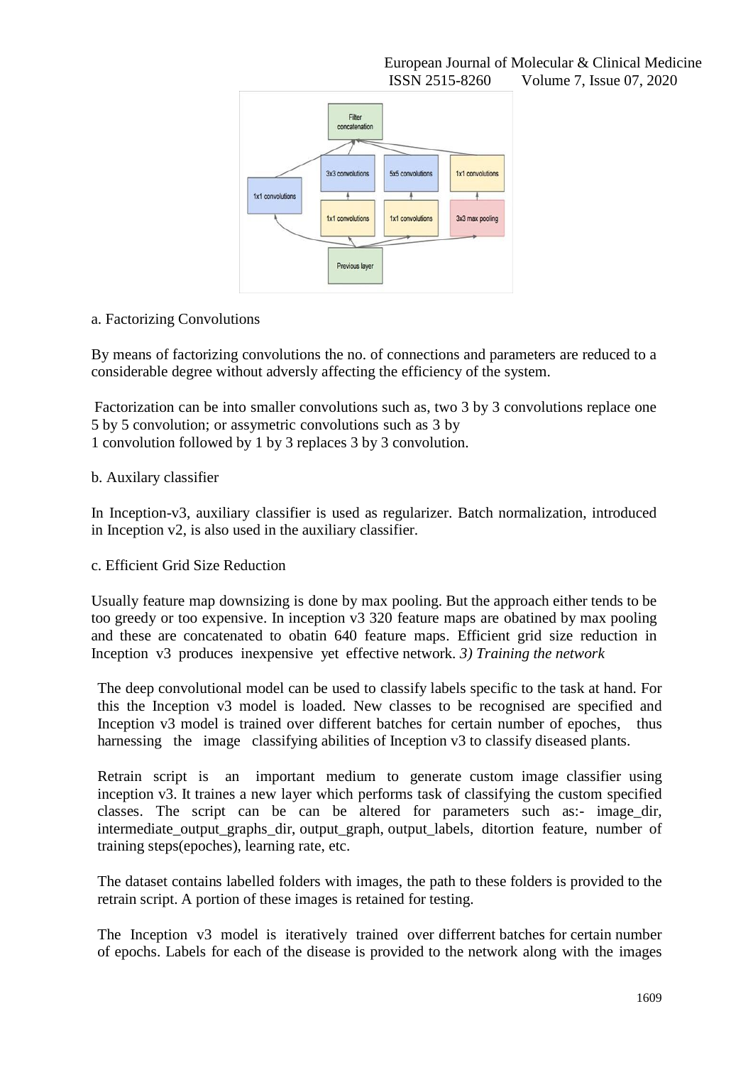a. Factorizing Convolutions

By means of factorizing convolutions the no. of connections and parameters are reduced to a considerable degree without adversly affecting the efficiency of the system.

Factorization can be into smaller convolutions such as, two 3 by 3 convolutions replace one 5 by 5 convolution; or assymetric convolutions such as 3 by 1 convolution followed by 1 by 3 replaces 3 by 3 convolution.

b. Auxilary classifier

In Inception-v3, auxiliary classifier is used as regularizer. Batch normalization, introduced in Inception v2, is also used in the auxiliary classifier.

c. Efficient Grid Size Reduction

Usually feature map downsizing is done by max pooling. But the approach either tends to be too greedy or too expensive. In inception v3 320 feature maps are obatined by max pooling and these are concatenated to obatin 640 feature maps. Efficient grid size reduction in Inception v3 produces inexpensive yet effective network. *3) Training the network*

The deep convolutional model can be used to classify labels specific to the task at hand. For this the Inception v3 model is loaded. New classes to be recognised are specified and Inception v3 model is trained over different batches for certain number of epoches, thus harnessing the image classifying abilities of Inception v3 to classify diseased plants.

Retrain script is an important medium to generate custom image classifier using inception v3. It traines a new layer which performs task of classifying the custom specified classes. The script can be can be altered for parameters such as:- image_dir, intermediate_output_graphs_dir, output_graph, output_labels, ditortion feature, number of training steps(epoches), learning rate, etc.

The dataset contains labelled folders with images, the path to these folders is provided to the retrain script. A portion of these images is retained for testing.

The Inception v3 model is iteratively trained over differrent batches for certain number of epochs. Labels for each of the disease is provided to the network along with the images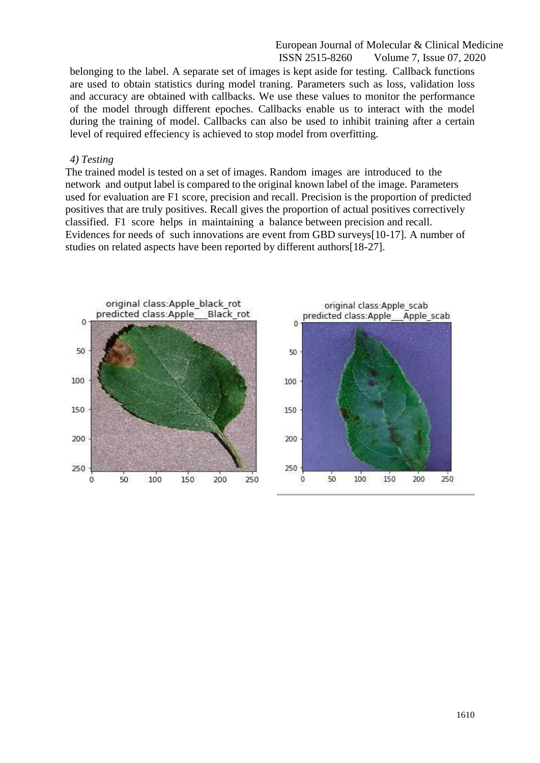belonging to the label. A separate set of images is kept aside for testing. Callback functions are used to obtain statistics during model traning. Parameters such as loss, validation loss and accuracy are obtained with callbacks. We use these values to monitor the performance of the model through different epoches. Callbacks enable us to interact with the model during the training of model. Callbacks can also be used to inhibit training after a certain level of required effeciency is achieved to stop model from overfitting.

*4) Testing*

The trained model is tested on a set of images. Random images are introduced to the network and output label is compared to the original known label of the image. Parameters used for evaluation are F1 score, precision and recall. Precision is the proportion of predicted positives that are truly positives. Recall gives the proportion of actual positives correctively classified. F1 score helps in maintaining a balance between precision and recall. Evidences for needs of such innovations are event from GBD surveys[10-17]. A number of studies on related aspects have been reported by different authors[18-27].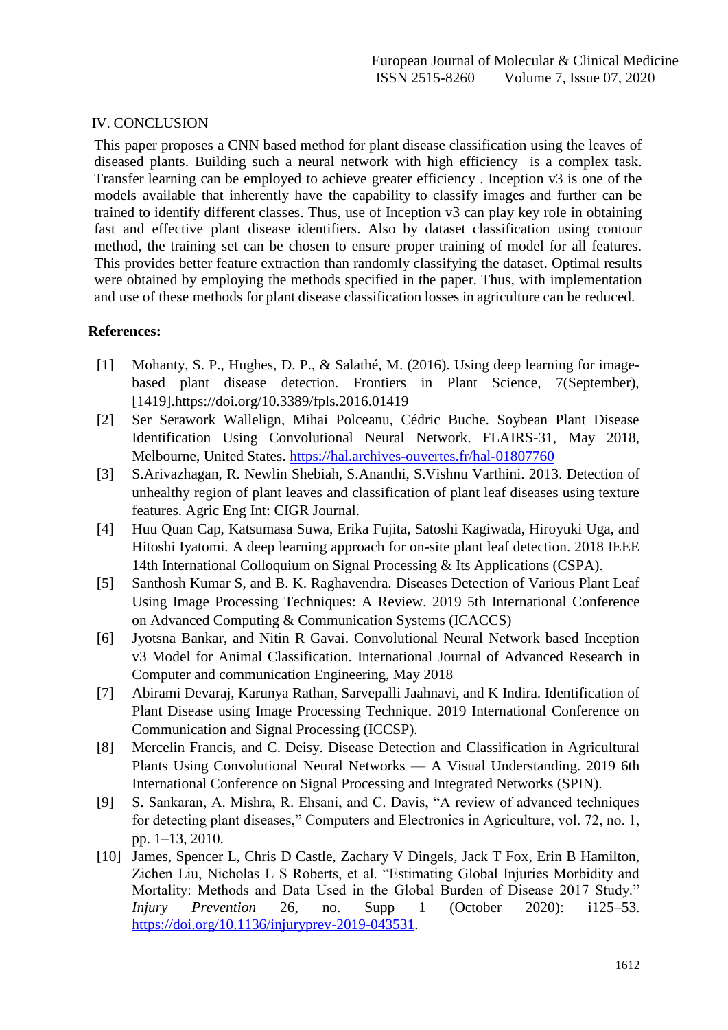## IV. CONCLUSION

This paper proposes a CNN based method for plant disease classification using the leaves of diseased plants. Building such a neural network with high efficiency is a complex task. Transfer learning can be employed to achieve greater efficiency . Inception v3 is one of the models available that inherently have the capability to classify images and further can be trained to identify different classes. Thus, use of Inception v3 can play key role in obtaining fast and effective plant disease identifiers. Also by dataset classification using contour method, the training set can be chosen to ensure proper training of model for all features. This provides better feature extraction than randomly classifying the dataset. Optimal results were obtained by employing the methods specified in the paper. Thus, with implementation and use of these methods for plant disease classification losses in agriculture can be reduced.

**References:**

[1] Mohanty, S. P., Hughes, D. P., & Salathé, M. (2016). Using deep learning for image-based plant disease detection. Frontiers in Plant Science, 7(September), [1419].https://doi.org/10.3389/fpls.2016.01419

[2] Ser Serawork Wallelign, Mihai Polceanu, Cédric Buche. Soybean Plant Disease Identification Using Convolutional Neural Network. FLAIRS-31, May 2018, Melbourne, United States. https://hal.archives-ouvertes.fr/hal-01807760

[3] S.Arivazhagan, R. Newlin Shebiah, S.Ananthi, S.Vishnu Varthini. 2013. Detection of unhealthy region of plant leaves and classification of plant leaf diseases using texture features. Agric Eng Int: CIGR Journal.

[4] Huu Quan Cap, Katsumasa Suwa, Erika Fujita, Satoshi Kagiwada, Hiroyuki Uga, and Hitoshi Iyatomi. A deep learning approach for on-site plant leaf detection. 2018 IEEE 14th International Colloquium on Signal Processing & Its Applications (CSPA).

[5] Santhosh Kumar S, and B. K. Raghavendra. Diseases Detection of Various Plant Leaf Using Image Processing Techniques: A Review. 2019 5th International Conference on Advanced Computing & Communication Systems (ICACCS)

[6] Jyotsna Bankar, and Nitin R Gavai. Convolutional Neural Network based Inception v3 Model for Animal Classification. International Journal of Advanced Research in Computer and communication Engineering, May 2018

[7] Abirami Devaraj, Karunya Rathan, Sarvepalli Jaahnavi, and K Indira. Identification of Plant Disease using Image Processing Technique. 2019 International Conference on Communication and Signal Processing (ICCSP).

[8] Mercelin Francis, and C. Deisy. Disease Detection and Classification in Agricultural Plants Using Convolutional Neural Networks — A Visual Understanding. 2019 6th International Conference on Signal Processing and Integrated Networks (SPIN).

[9] S. Sankaran, A. Mishra, R. Ehsani, and C. Davis, "A review of advanced techniques for detecting plant diseases," Computers and Electronics in Agriculture, vol. 72, no. 1, pp. 1–13, 2010.

[10] James, Spencer L, Chris D Castle, Zachary V Dingels, Jack T Fox, Erin B Hamilton, Zichen Liu, Nicholas L S Roberts, et al. "Estimating Global Injuries Morbidity and Mortality: Methods and Data Used in the Global Burden of Disease 2017 Study." *Injury Prevention* 26, no. Supp 1 (October 2020): i125–53. https://doi.org/10.1136/injuryprev-2019-043531.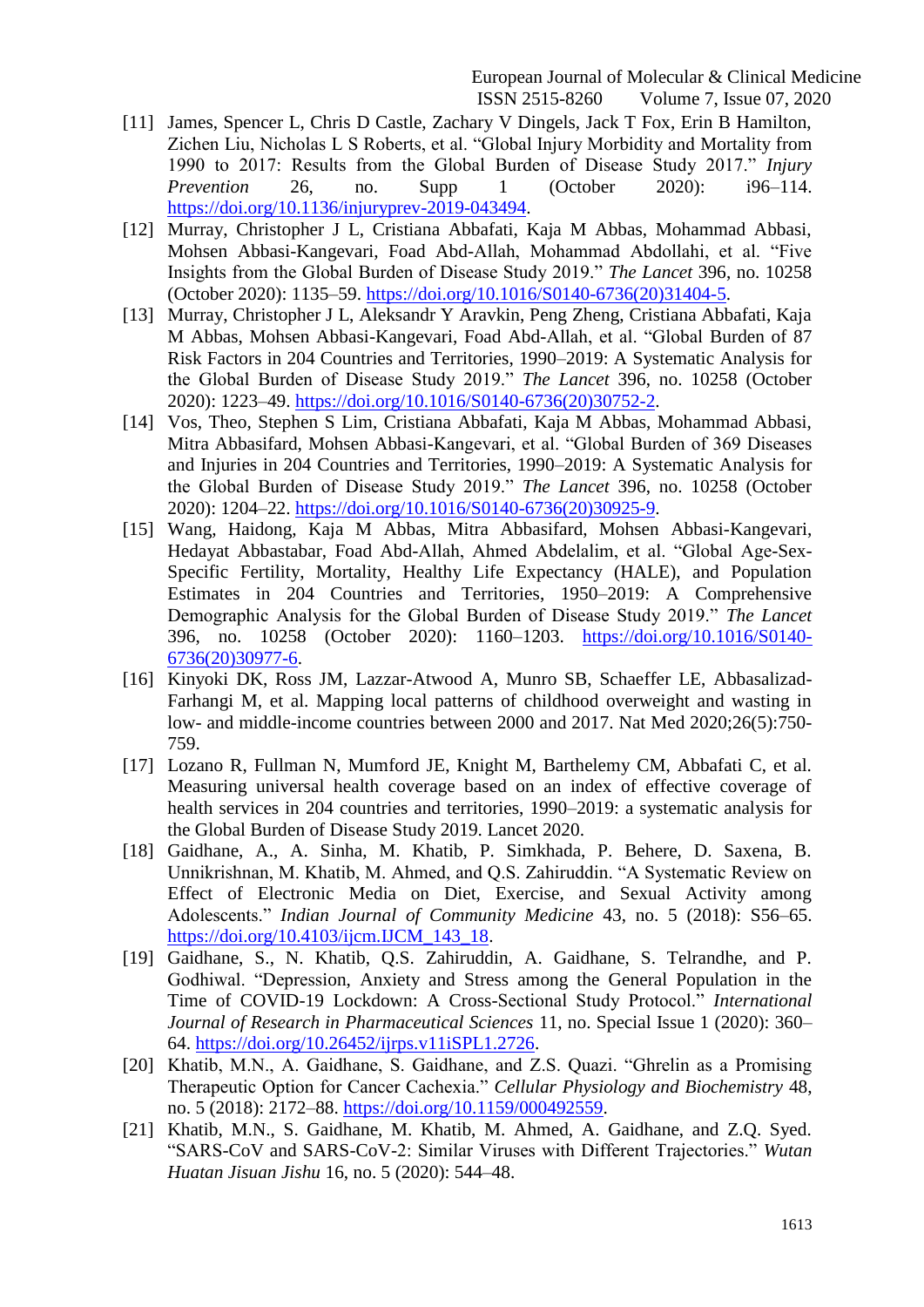[11] James, Spencer L, Chris D Castle, Zachary V Dingels, Jack T Fox, Erin B Hamilton, Zichen Liu, Nicholas L S Roberts, et al. "Global Injury Morbidity and Mortality from 1990 to 2017: Results from the Global Burden of Disease Study 2017." *Injury Prevention* 26, no. Supp 1 (October 2020): i96–114. https://doi.org/10.1136/injuryprev-2019-043494.

[12] Murray, Christopher J L, Cristiana Abbafati, Kaja M Abbas, Mohammad Abbasi, Mohsen Abbasi-Kangevari, Foad Abd-Allah, Mohammad Abdollahi, et al. "Five Insights from the Global Burden of Disease Study 2019." *The Lancet* 396, no. 10258 (October 2020): 1135–59. https://doi.org/10.1016/S0140-6736(20)31404-5.

[13] Murray, Christopher J L, Aleksandr Y Aravkin, Peng Zheng, Cristiana Abbafati, Kaja M Abbas, Mohsen Abbasi-Kangevari, Foad Abd-Allah, et al. "Global Burden of 87 Risk Factors in 204 Countries and Territories, 1990–2019: A Systematic Analysis for the Global Burden of Disease Study 2019." *The Lancet* 396, no. 10258 (October 2020): 1223–49. https://doi.org/10.1016/S0140-6736(20)30752-2.

[14] Vos, Theo, Stephen S Lim, Cristiana Abbafati, Kaja M Abbas, Mohammad Abbasi, Mitra Abbasifard, Mohsen Abbasi-Kangevari, et al. "Global Burden of 369 Diseases and Injuries in 204 Countries and Territories, 1990–2019: A Systematic Analysis for the Global Burden of Disease Study 2019." *The Lancet* 396, no. 10258 (October 2020): 1204–22. https://doi.org/10.1016/S0140-6736(20)30925-9.

[15] Wang, Haidong, Kaja M Abbas, Mitra Abbasifard, Mohsen Abbasi-Kangevari, Hedayat Abbastabar, Foad Abd-Allah, Ahmed Abdelalim, et al. "Global Age-Sex-Specific Fertility, Mortality, Healthy Life Expectancy (HALE), and Population Estimates in 204 Countries and Territories, 1950–2019: A Comprehensive Demographic Analysis for the Global Burden of Disease Study 2019." *The Lancet* 396, no. 10258 (October 2020): 1160–1203. https://doi.org/10.1016/S0140-6736(20)30977-6.

[16] Kinyoki DK, Ross JM, Lazzar-Atwood A, Munro SB, Schaeffer LE, Abbasalizad-Farhangi M, et al. Mapping local patterns of childhood overweight and wasting in low- and middle-income countries between 2000 and 2017. Nat Med 2020;26(5):750-759.

[17] Lozano R, Fullman N, Mumford JE, Knight M, Barthelemy CM, Abbafati C, et al. Measuring universal health coverage based on an index of effective coverage of health services in 204 countries and territories, 1990–2019: a systematic analysis for the Global Burden of Disease Study 2019. Lancet 2020.

[18] Gaidhane, A., A. Sinha, M. Khatib, P. Simkhada, P. Behere, D. Saxena, B. Unnikrishnan, M. Khatib, M. Ahmed, and Q.S. Zahiruddin. "A Systematic Review on Effect of Electronic Media on Diet, Exercise, and Sexual Activity among Adolescents." *Indian Journal of Community Medicine* 43, no. 5 (2018): S56–65. https://doi.org/10.4103/ijcm.IJCM_143_18.

[19] Gaidhane, S., N. Khatib, Q.S. Zahiruddin, A. Gaidhane, S. Telrandhe, and P. Godhiwal. "Depression, Anxiety and Stress among the General Population in the Time of COVID-19 Lockdown: A Cross-Sectional Study Protocol." *International Journal of Research in Pharmaceutical Sciences* 11, no. Special Issue 1 (2020): 360–64. https://doi.org/10.26452/ijrps.v11iSPL1.2726.

[20] Khatib, M.N., A. Gaidhane, S. Gaidhane, and Z.S. Quazi. "Ghrelin as a Promising Therapeutic Option for Cancer Cachexia." *Cellular Physiology and Biochemistry* 48, no. 5 (2018): 2172–88. https://doi.org/10.1159/000492559.

[21] Khatib, M.N., S. Gaidhane, M. Khatib, M. Ahmed, A. Gaidhane, and Z.Q. Syed. "SARS-CoV and SARS-CoV-2: Similar Viruses with Different Trajectories." *Wutan Huatan Jisuan Jishu* 16, no. 5 (2020): 544–48.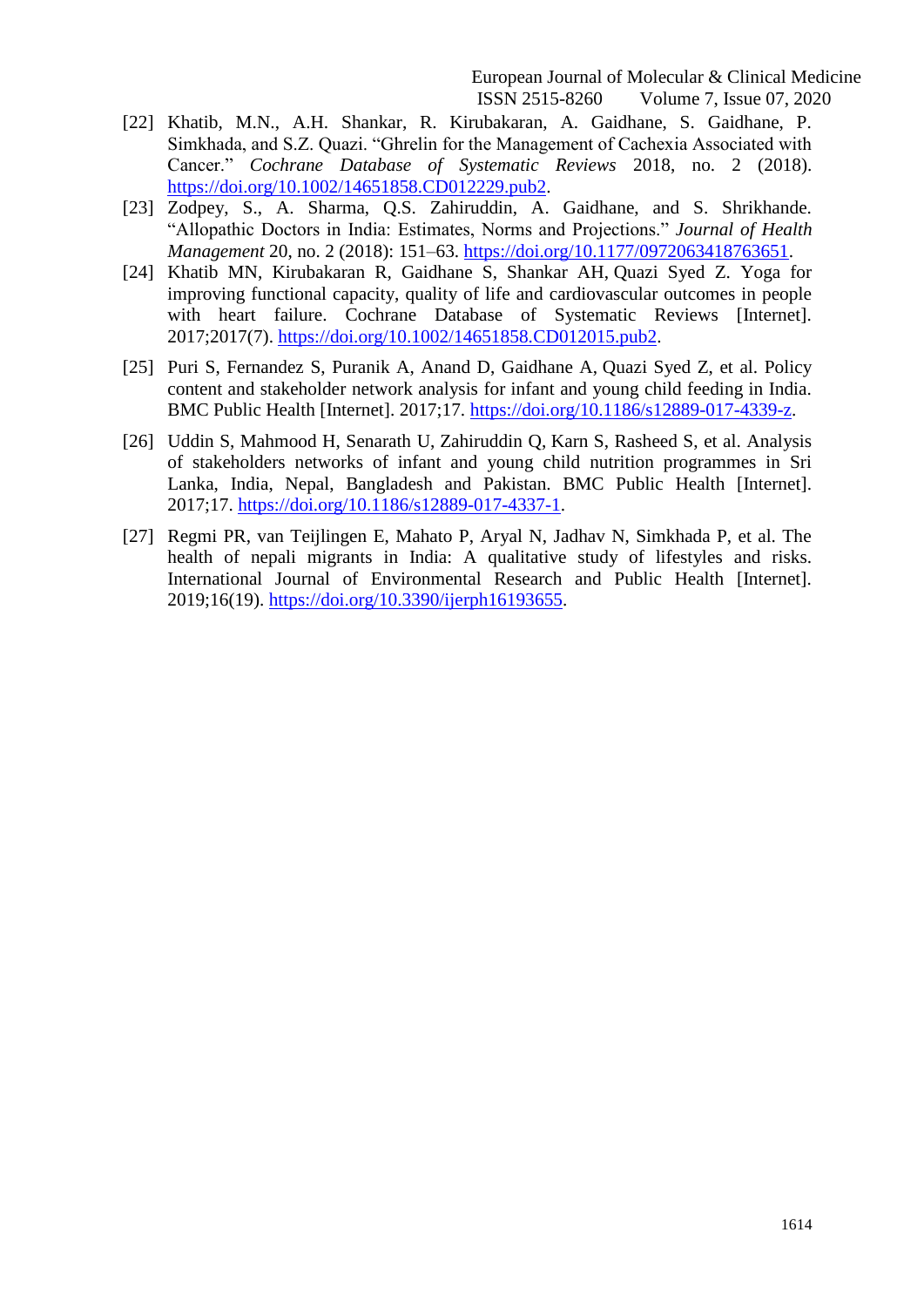[22] Khatib, M.N., A.H. Shankar, R. Kirubakaran, A. Gaidhane, S. Gaidhane, P. Simkhada, and S.Z. Quazi. "Ghrelin for the Management of Cachexia Associated with Cancer." *Cochrane Database of Systematic Reviews* 2018, no. 2 (2018). https://doi.org/10.1002/14651858.CD012229.pub2.

[23] Zodpey, S., A. Sharma, Q.S. Zahiruddin, A. Gaidhane, and S. Shrikhande. "Allopathic Doctors in India: Estimates, Norms and Projections." *Journal of Health Management* 20, no. 2 (2018): 151–63. https://doi.org/10.1177/0972063418763651.

[24] Khatib MN, Kirubakaran R, Gaidhane S, Shankar AH, Quazi Syed Z. Yoga for improving functional capacity, quality of life and cardiovascular outcomes in people with heart failure. Cochrane Database of Systematic Reviews [Internet]. 2017;2017(7). https://doi.org/10.1002/14651858.CD012015.pub2.

[25] Puri S, Fernandez S, Puranik A, Anand D, Gaidhane A, Quazi Syed Z, et al. Policy content and stakeholder network analysis for infant and young child feeding in India. BMC Public Health [Internet]. 2017;17. https://doi.org/10.1186/s12889-017-4339-z.

[26] Uddin S, Mahmood H, Senarath U, Zahiruddin Q, Karn S, Rasheed S, et al. Analysis of stakeholders networks of infant and young child nutrition programmes in Sri Lanka, India, Nepal, Bangladesh and Pakistan. BMC Public Health [Internet]. 2017;17. https://doi.org/10.1186/s12889-017-4337-1.

[27] Regmi PR, van Teijlingen E, Mahato P, Aryal N, Jadhav N, Simkhada P, et al. The health of nepali migrants in India: A qualitative study of lifestyles and risks. International Journal of Environmental Research and Public Health [Internet]. 2019;16(19). https://doi.org/10.3390/ijerph16193655.